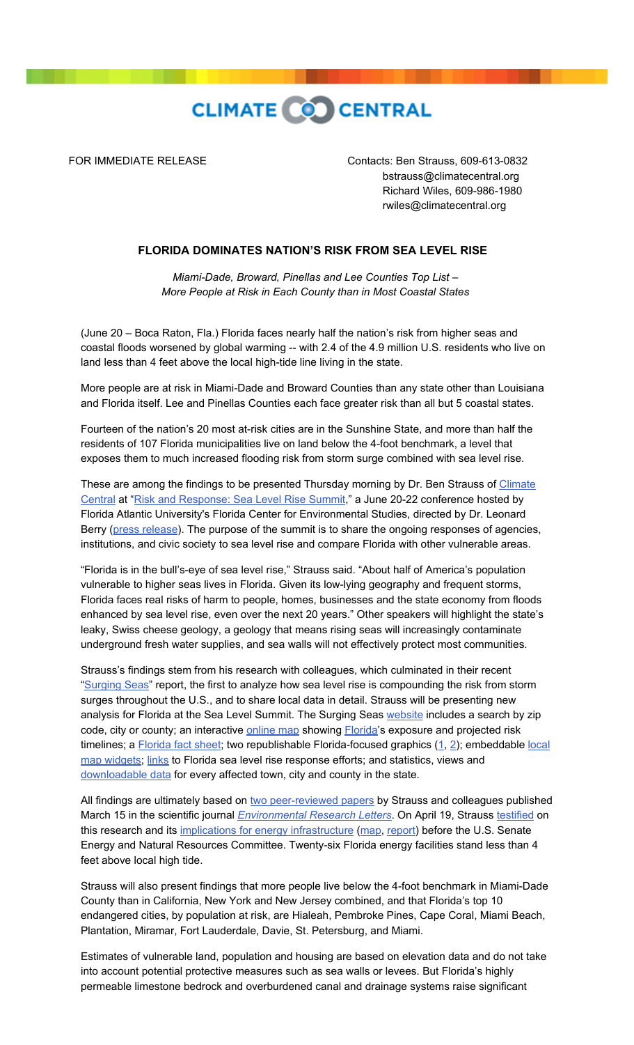CLIMATE CENTRAL

FOR IMMEDIATE RELEASE

Contacts: Ben Strauss, 609-613-0832
bstrauss@climatecentral.org
Richard Wiles, 609-986-1980
rwiles@climatecentral.org

# FLORIDA DOMINATES NATION'S RISK FROM SEA LEVEL RISE

*Miami-Dade, Broward, Pinellas and Lee Counties Top List –*
*More People at Risk in Each County than in Most Coastal States*

(June 20 – Boca Raton, Fla.) Florida faces nearly half the nation's risk from higher seas and coastal floods worsened by global warming -- with 2.4 of the 4.9 million U.S. residents who live on land less than 4 feet above the local high-tide line living in the state.

More people are at risk in Miami-Dade and Broward Counties than any state other than Louisiana and Florida itself. Lee and Pinellas Counties each face greater risk than all but 5 coastal states.

Fourteen of the nation's 20 most at-risk cities are in the Sunshine State, and more than half the residents of 107 Florida municipalities live on land below the 4-foot benchmark, a level that exposes them to much increased flooding risk from storm surge combined with sea level rise.

These are among the findings to be presented Thursday morning by Dr. Ben Strauss of Climate Central at "Risk and Response: Sea Level Rise Summit," a June 20-22 conference hosted by Florida Atlantic University's Florida Center for Environmental Studies, directed by Dr. Leonard Berry (press release). The purpose of the summit is to share the ongoing responses of agencies, institutions, and civic society to sea level rise and compare Florida with other vulnerable areas.

"Florida is in the bull's-eye of sea level rise," Strauss said. "About half of America's population vulnerable to higher seas lives in Florida. Given its low-lying geography and frequent storms, Florida faces real risks of harm to people, homes, businesses and the state economy from floods enhanced by sea level rise, even over the next 20 years." Other speakers will highlight the state's leaky, Swiss cheese geology, a geology that means rising seas will increasingly contaminate underground fresh water supplies, and sea walls will not effectively protect most communities.

Strauss's findings stem from his research with colleagues, which culminated in their recent "Surging Seas" report, the first to analyze how sea level rise is compounding the risk from storm surges throughout the U.S., and to share local data in detail. Strauss will be presenting new analysis for Florida at the Sea Level Summit. The Surging Seas website includes a search by zip code, city or county; an interactive online map showing Florida's exposure and projected risk timelines; a Florida fact sheet; two republishable Florida-focused graphics (1, 2); embeddable local map widgets; links to Florida sea level rise response efforts; and statistics, views and downloadable data for every affected town, city and county in the state.

All findings are ultimately based on two peer-reviewed papers by Strauss and colleagues published March 15 in the scientific journal *Environmental Research Letters*. On April 19, Strauss testified on this research and its implications for energy infrastructure (map, report) before the U.S. Senate Energy and Natural Resources Committee. Twenty-six Florida energy facilities stand less than 4 feet above local high tide.

Strauss will also present findings that more people live below the 4-foot benchmark in Miami-Dade County than in California, New York and New Jersey combined, and that Florida's top 10 endangered cities, by population at risk, are Hialeah, Pembroke Pines, Cape Coral, Miami Beach, Plantation, Miramar, Fort Lauderdale, Davie, St. Petersburg, and Miami.

Estimates of vulnerable land, population and housing are based on elevation data and do not take into account potential protective measures such as sea walls or levees. But Florida's highly permeable limestone bedrock and overburdened canal and drainage systems raise significant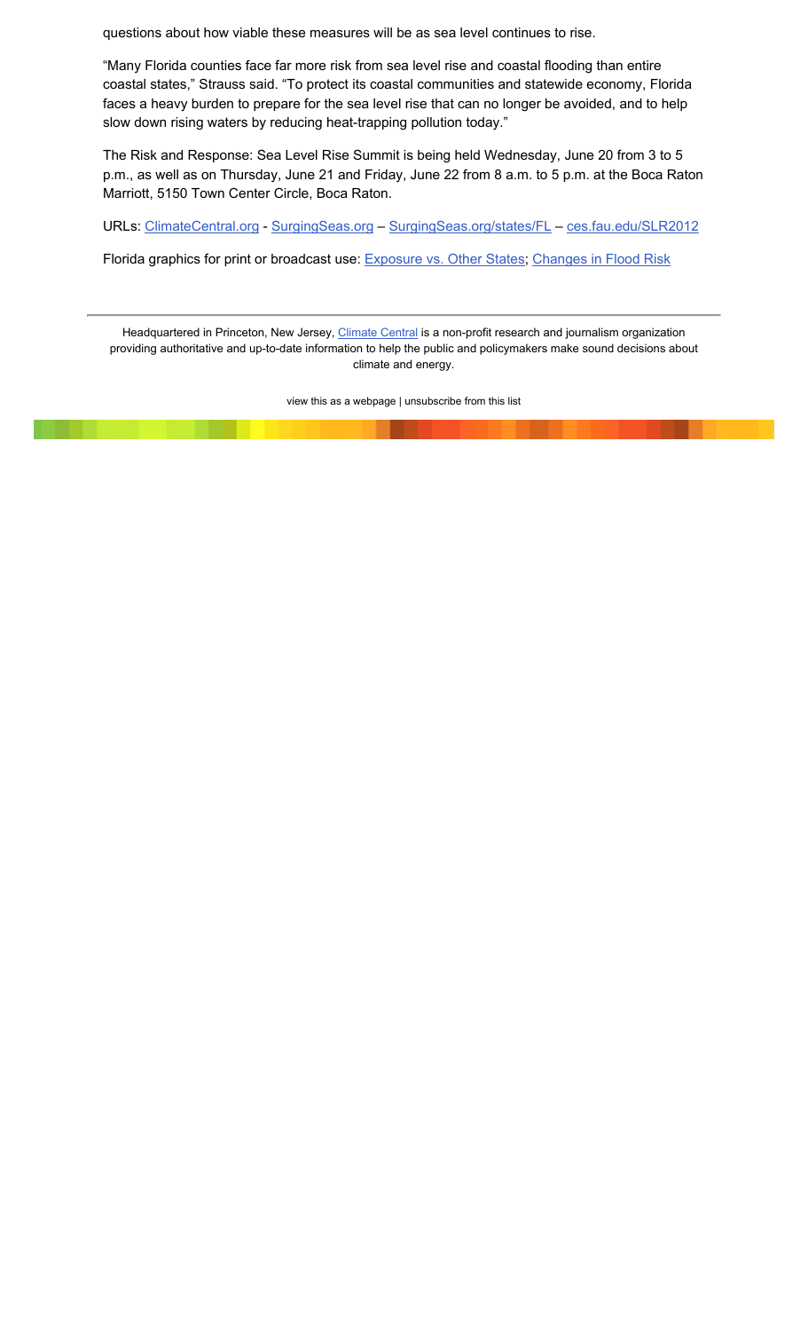questions about how viable these measures will be as sea level continues to rise.

"Many Florida counties face far more risk from sea level rise and coastal flooding than entire coastal states," Strauss said. "To protect its coastal communities and statewide economy, Florida faces a heavy burden to prepare for the sea level rise that can no longer be avoided, and to help slow down rising waters by reducing heat-trapping pollution today."

The Risk and Response: Sea Level Rise Summit is being held Wednesday, June 20 from 3 to 5 p.m., as well as on Thursday, June 21 and Friday, June 22 from 8 a.m. to 5 p.m. at the Boca Raton Marriott, 5150 Town Center Circle, Boca Raton.

URLs: ClimateCentral.org - SurgingSeas.org – SurgingSeas.org/states/FL – ces.fau.edu/SLR2012

Florida graphics for print or broadcast use: Exposure vs. Other States; Changes in Flood Risk

---

Headquartered in Princeton, New Jersey, Climate Central is a non-profit research and journalism organization providing authoritative and up-to-date information to help the public and policymakers make sound decisions about climate and energy.

view this as a webpage | unsubscribe from this list